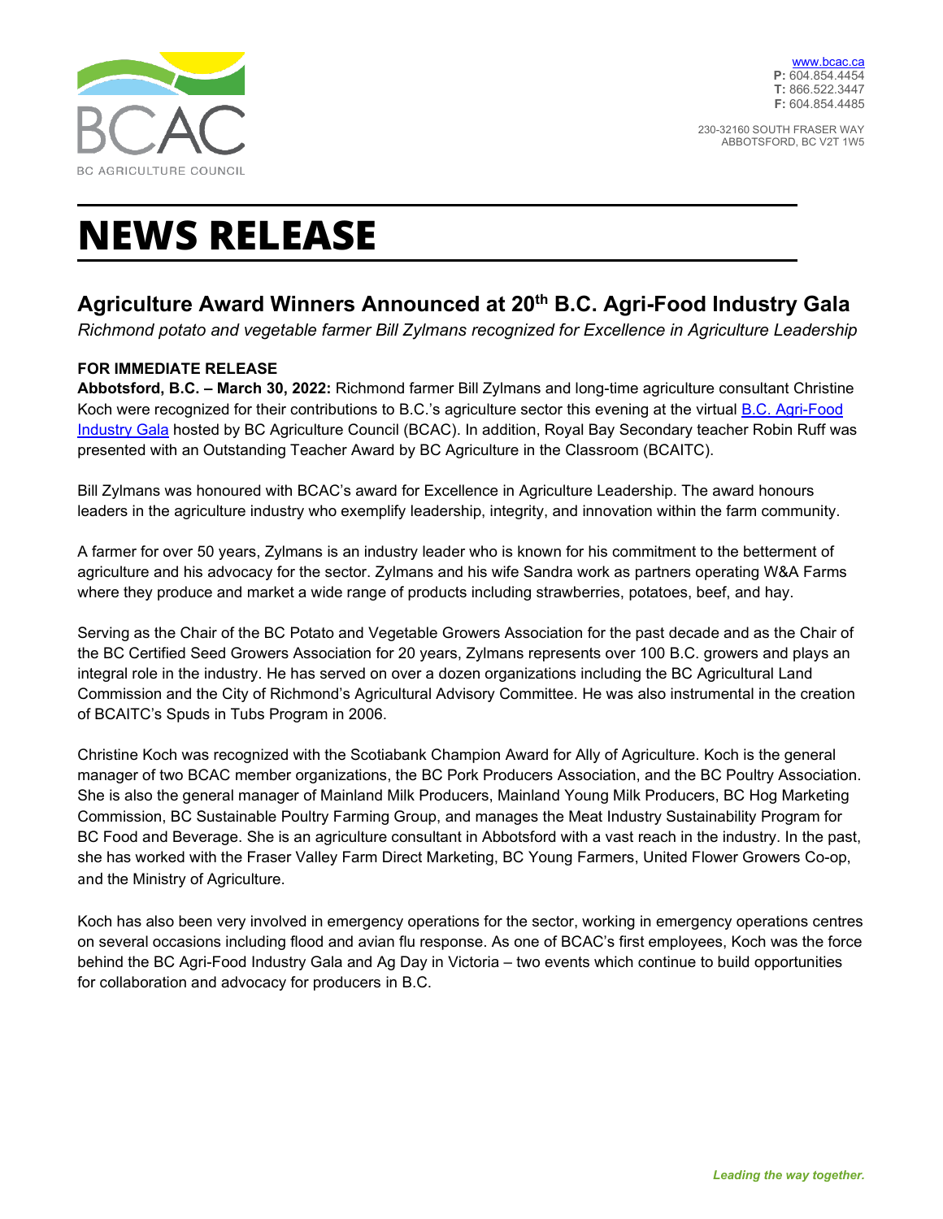BC AGRICULTURE COUNCIL

www.bcac.ca
**P:** 604.854.4454
**T:** 866.522.3447
**F:** 604.854.4485

230-32160 SOUTH FRASER WAY
ABBOTSFORD, BC V2T 1W5

# NEWS RELEASE

## Agriculture Award Winners Announced at 20th B.C. Agri-Food Industry Gala

*Richmond potato and vegetable farmer Bill Zylmans recognized for Excellence in Agriculture Leadership*

**FOR IMMEDIATE RELEASE**
**Abbotsford, B.C. – March 30, 2022:** Richmond farmer Bill Zylmans and long-time agriculture consultant Christine Koch were recognized for their contributions to B.C.'s agriculture sector this evening at the virtual [B.C. Agri-Food Industry Gala](#) hosted by BC Agriculture Council (BCAC). In addition, Royal Bay Secondary teacher Robin Ruff was presented with an Outstanding Teacher Award by BC Agriculture in the Classroom (BCAITC).

Bill Zylmans was honoured with BCAC's award for Excellence in Agriculture Leadership. The award honours leaders in the agriculture industry who exemplify leadership, integrity, and innovation within the farm community.

A farmer for over 50 years, Zylmans is an industry leader who is known for his commitment to the betterment of agriculture and his advocacy for the sector. Zylmans and his wife Sandra work as partners operating W&A Farms where they produce and market a wide range of products including strawberries, potatoes, beef, and hay.

Serving as the Chair of the BC Potato and Vegetable Growers Association for the past decade and as the Chair of the BC Certified Seed Growers Association for 20 years, Zylmans represents over 100 B.C. growers and plays an integral role in the industry. He has served on over a dozen organizations including the BC Agricultural Land Commission and the City of Richmond's Agricultural Advisory Committee. He was also instrumental in the creation of BCAITC's Spuds in Tubs Program in 2006.

Christine Koch was recognized with the Scotiabank Champion Award for Ally of Agriculture. Koch is the general manager of two BCAC member organizations, the BC Pork Producers Association, and the BC Poultry Association. She is also the general manager of Mainland Milk Producers, Mainland Young Milk Producers, BC Hog Marketing Commission, BC Sustainable Poultry Farming Group, and manages the Meat Industry Sustainability Program for BC Food and Beverage. She is an agriculture consultant in Abbotsford with a vast reach in the industry. In the past, she has worked with the Fraser Valley Farm Direct Marketing, BC Young Farmers, United Flower Growers Co-op, and the Ministry of Agriculture.

Koch has also been very involved in emergency operations for the sector, working in emergency operations centres on several occasions including flood and avian flu response. As one of BCAC's first employees, Koch was the force behind the BC Agri-Food Industry Gala and Ag Day in Victoria – two events which continue to build opportunities for collaboration and advocacy for producers in B.C.

*Leading the way together.*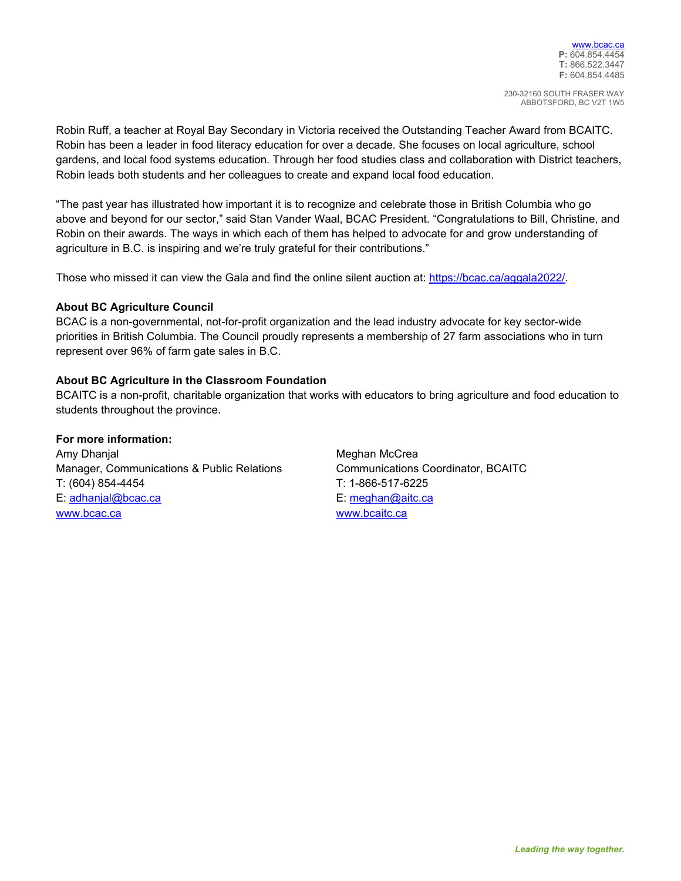Robin Ruff, a teacher at Royal Bay Secondary in Victoria received the Outstanding Teacher Award from BCAITC. Robin has been a leader in food literacy education for over a decade. She focuses on local agriculture, school gardens, and local food systems education. Through her food studies class and collaboration with District teachers, Robin leads both students and her colleagues to create and expand local food education.

"The past year has illustrated how important it is to recognize and celebrate those in British Columbia who go above and beyond for our sector," said Stan Vander Waal, BCAC President. "Congratulations to Bill, Christine, and Robin on their awards. The ways in which each of them has helped to advocate for and grow understanding of agriculture in B.C. is inspiring and we're truly grateful for their contributions."

Those who missed it can view the Gala and find the online silent auction at: https://bcac.ca/aggala2022/.

**About BC Agriculture Council**
BCAC is a non-governmental, not-for-profit organization and the lead industry advocate for key sector-wide priorities in British Columbia. The Council proudly represents a membership of 27 farm associations who in turn represent over 96% of farm gate sales in B.C.

**About BC Agriculture in the Classroom Foundation**
BCAITC is a non-profit, charitable organization that works with educators to bring agriculture and food education to students throughout the province.

**For more information:**

Amy Dhanjal
Manager, Communications & Public Relations
T: (604) 854-4454
E: adhanjal@bcac.ca
www.bcac.ca

Meghan McCrea
Communications Coordinator, BCAITC
T: 1-866-517-6225
E: meghan@aitc.ca
www.bcaitc.ca